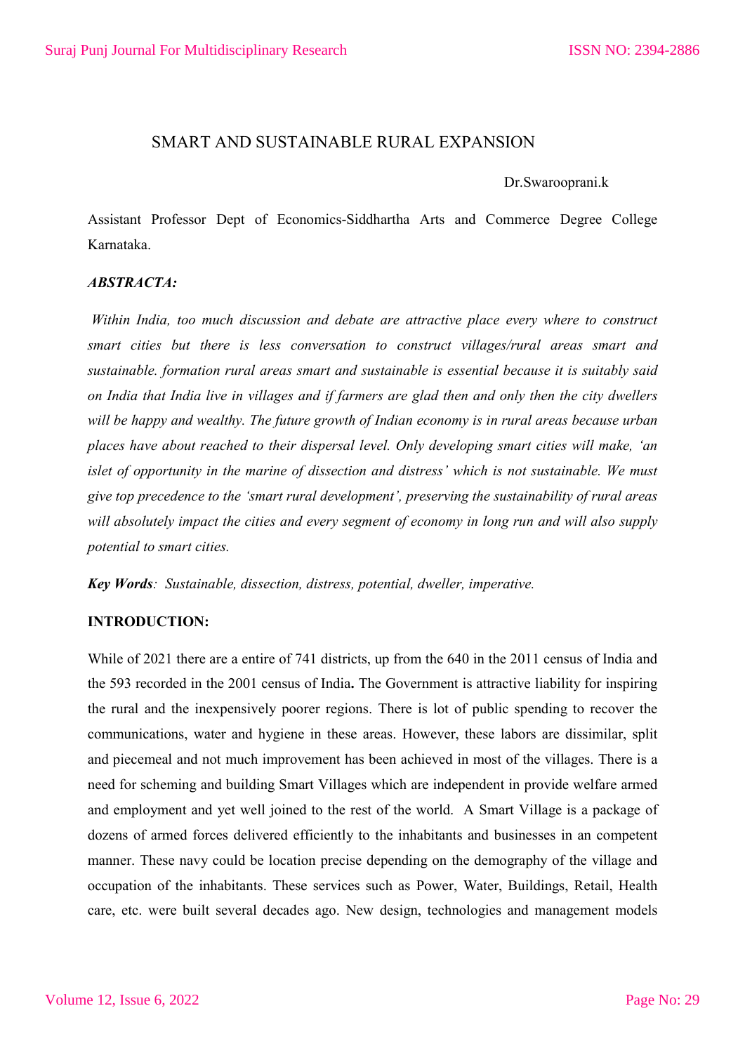# SMART AND SUSTAINABLE RURAL EXPANSION

Dr.Swarooprani.k

Assistant Professor Dept of Economics-Siddhartha Arts and Commerce Degree College Karnataka.

***ABSTRACTA:***

*Within India, too much discussion and debate are attractive place every where to construct smart cities but there is less conversation to construct villages/rural areas smart and sustainable. formation rural areas smart and sustainable is essential because it is suitably said on India that India live in villages and if farmers are glad then and only then the city dwellers will be happy and wealthy. The future growth of Indian economy is in rural areas because urban places have about reached to their dispersal level. Only developing smart cities will make, 'an islet of opportunity in the marine of dissection and distress' which is not sustainable. We must give top precedence to the 'smart rural development', preserving the sustainability of rural areas will absolutely impact the cities and every segment of economy in long run and will also supply potential to smart cities.*

***Key Words****: Sustainable, dissection, distress, potential, dweller, imperative.*

**INTRODUCTION:**

While of 2021 there are a entire of 741 districts, up from the 640 in the 2011 census of India and the 593 recorded in the 2001 census of India**.** The Government is attractive liability for inspiring the rural and the inexpensively poorer regions. There is lot of public spending to recover the communications, water and hygiene in these areas. However, these labors are dissimilar, split and piecemeal and not much improvement has been achieved in most of the villages. There is a need for scheming and building Smart Villages which are independent in provide welfare armed and employment and yet well joined to the rest of the world. A Smart Village is a package of dozens of armed forces delivered efficiently to the inhabitants and businesses in an competent manner. These navy could be location precise depending on the demography of the village and occupation of the inhabitants. These services such as Power, Water, Buildings, Retail, Health care, etc. were built several decades ago. New design, technologies and management models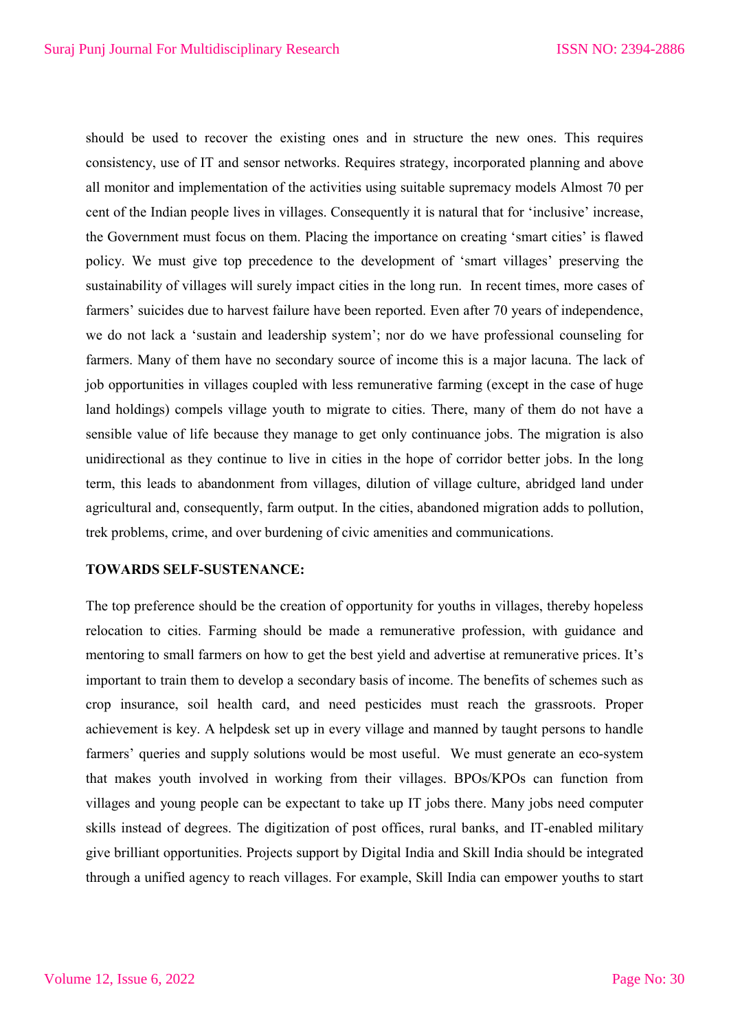should be used to recover the existing ones and in structure the new ones. This requires consistency, use of IT and sensor networks. Requires strategy, incorporated planning and above all monitor and implementation of the activities using suitable supremacy models Almost 70 per cent of the Indian people lives in villages. Consequently it is natural that for 'inclusive' increase, the Government must focus on them. Placing the importance on creating 'smart cities' is flawed policy. We must give top precedence to the development of 'smart villages' preserving the sustainability of villages will surely impact cities in the long run. In recent times, more cases of farmers' suicides due to harvest failure have been reported. Even after 70 years of independence, we do not lack a 'sustain and leadership system'; nor do we have professional counseling for farmers. Many of them have no secondary source of income this is a major lacuna. The lack of job opportunities in villages coupled with less remunerative farming (except in the case of huge land holdings) compels village youth to migrate to cities. There, many of them do not have a sensible value of life because they manage to get only continuance jobs. The migration is also unidirectional as they continue to live in cities in the hope of corridor better jobs. In the long term, this leads to abandonment from villages, dilution of village culture, abridged land under agricultural and, consequently, farm output. In the cities, abandoned migration adds to pollution, trek problems, crime, and over burdening of civic amenities and communications.

**TOWARDS SELF-SUSTENANCE:**

The top preference should be the creation of opportunity for youths in villages, thereby hopeless relocation to cities. Farming should be made a remunerative profession, with guidance and mentoring to small farmers on how to get the best yield and advertise at remunerative prices. It's important to train them to develop a secondary basis of income. The benefits of schemes such as crop insurance, soil health card, and need pesticides must reach the grassroots. Proper achievement is key. A helpdesk set up in every village and manned by taught persons to handle farmers' queries and supply solutions would be most useful. We must generate an eco-system that makes youth involved in working from their villages. BPOs/KPOs can function from villages and young people can be expectant to take up IT jobs there. Many jobs need computer skills instead of degrees. The digitization of post offices, rural banks, and IT-enabled military give brilliant opportunities. Projects support by Digital India and Skill India should be integrated through a unified agency to reach villages. For example, Skill India can empower youths to start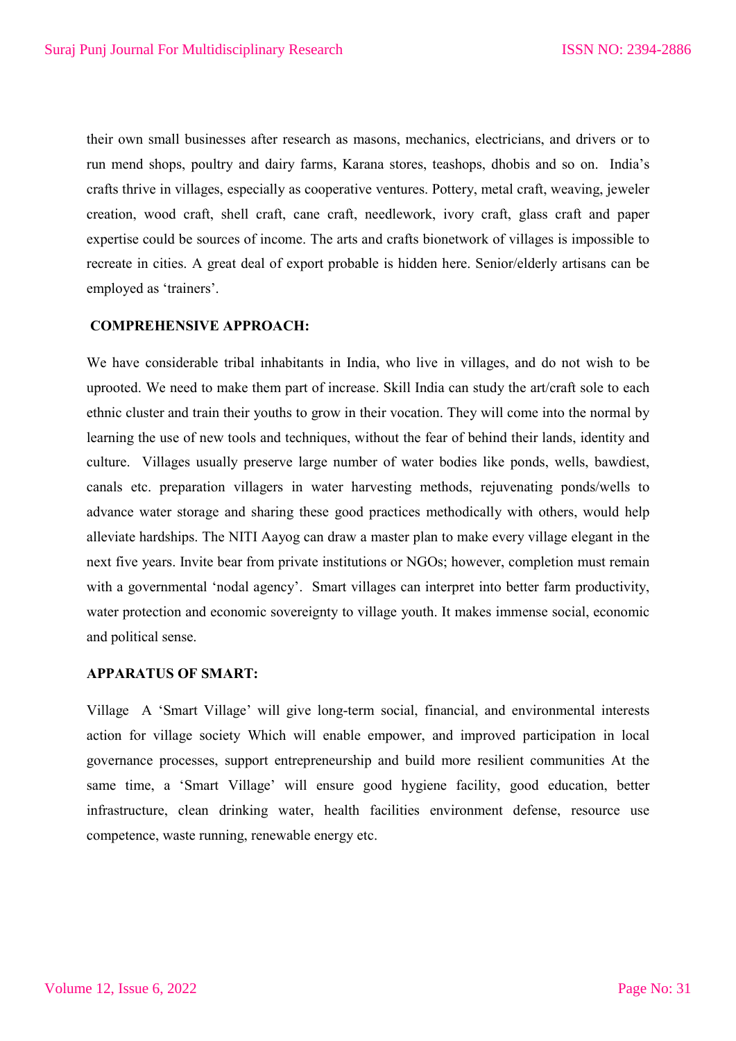their own small businesses after research as masons, mechanics, electricians, and drivers or to run mend shops, poultry and dairy farms, Karana stores, teashops, dhobis and so on. India's crafts thrive in villages, especially as cooperative ventures. Pottery, metal craft, weaving, jeweler creation, wood craft, shell craft, cane craft, needlework, ivory craft, glass craft and paper expertise could be sources of income. The arts and crafts bionetwork of villages is impossible to recreate in cities. A great deal of export probable is hidden here. Senior/elderly artisans can be employed as 'trainers'.

**COMPREHENSIVE APPROACH:**

We have considerable tribal inhabitants in India, who live in villages, and do not wish to be uprooted. We need to make them part of increase. Skill India can study the art/craft sole to each ethnic cluster and train their youths to grow in their vocation. They will come into the normal by learning the use of new tools and techniques, without the fear of behind their lands, identity and culture. Villages usually preserve large number of water bodies like ponds, wells, bawdiest, canals etc. preparation villagers in water harvesting methods, rejuvenating ponds/wells to advance water storage and sharing these good practices methodically with others, would help alleviate hardships. The NITI Aayog can draw a master plan to make every village elegant in the next five years. Invite bear from private institutions or NGOs; however, completion must remain with a governmental 'nodal agency'. Smart villages can interpret into better farm productivity, water protection and economic sovereignty to village youth. It makes immense social, economic and political sense.

**APPARATUS OF SMART:**

Village A 'Smart Village' will give long-term social, financial, and environmental interests action for village society Which will enable empower, and improved participation in local governance processes, support entrepreneurship and build more resilient communities At the same time, a 'Smart Village' will ensure good hygiene facility, good education, better infrastructure, clean drinking water, health facilities environment defense, resource use competence, waste running, renewable energy etc.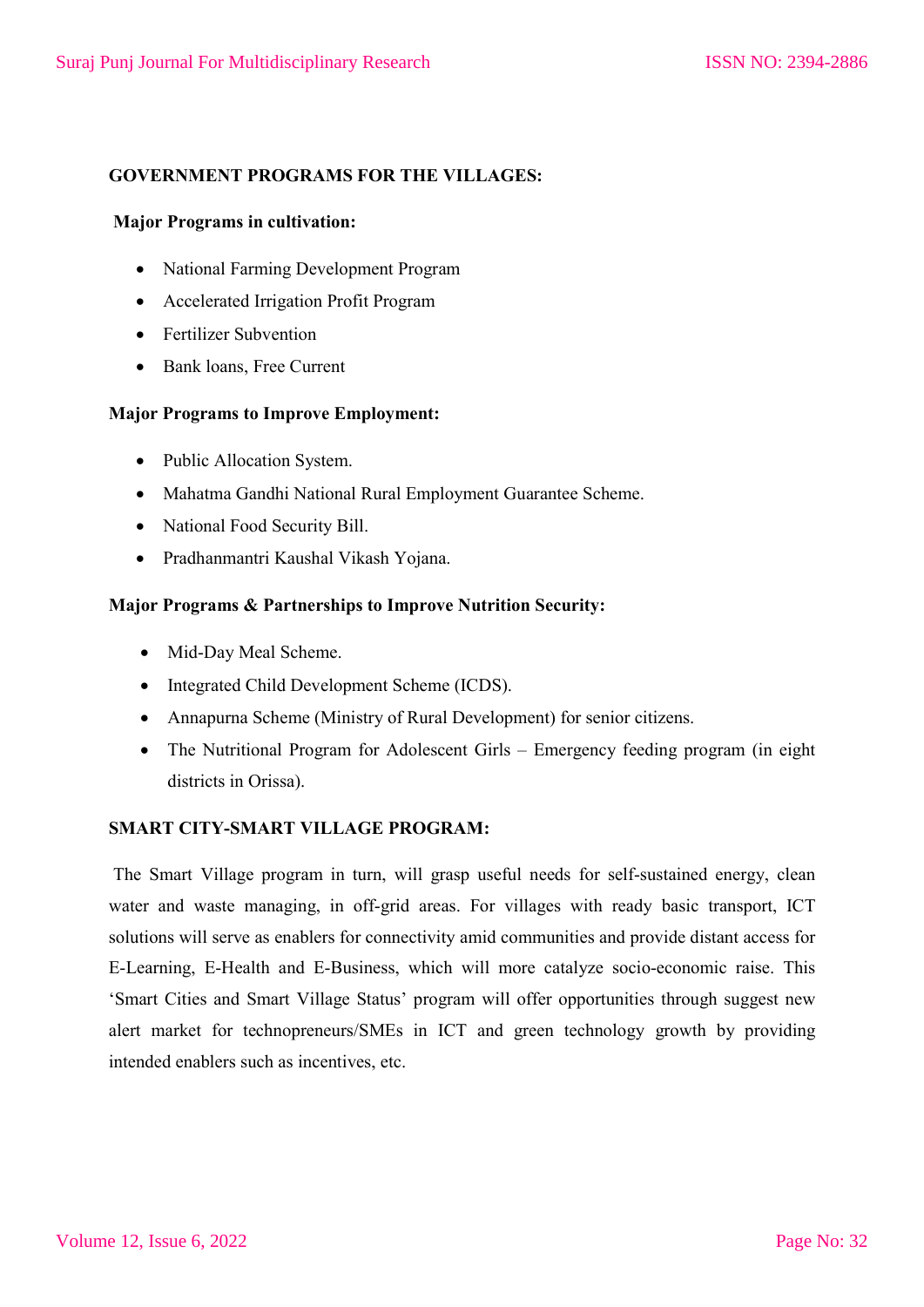**GOVERNMENT PROGRAMS FOR THE VILLAGES:**

**Major Programs in cultivation:**

- National Farming Development Program
- Accelerated Irrigation Profit Program
- Fertilizer Subvention
- Bank loans, Free Current

**Major Programs to Improve Employment:**

- Public Allocation System.
- Mahatma Gandhi National Rural Employment Guarantee Scheme.
- National Food Security Bill.
- Pradhanmantri Kaushal Vikash Yojana.

**Major Programs & Partnerships to Improve Nutrition Security:**

- Mid-Day Meal Scheme.
- Integrated Child Development Scheme (ICDS).
- Annapurna Scheme (Ministry of Rural Development) for senior citizens.
- The Nutritional Program for Adolescent Girls – Emergency feeding program (in eight districts in Orissa).

**SMART CITY-SMART VILLAGE PROGRAM:**

The Smart Village program in turn, will grasp useful needs for self-sustained energy, clean water and waste managing, in off-grid areas. For villages with ready basic transport, ICT solutions will serve as enablers for connectivity amid communities and provide distant access for E-Learning, E-Health and E-Business, which will more catalyze socio-economic raise. This 'Smart Cities and Smart Village Status' program will offer opportunities through suggest new alert market for technopreneurs/SMEs in ICT and green technology growth by providing intended enablers such as incentives, etc.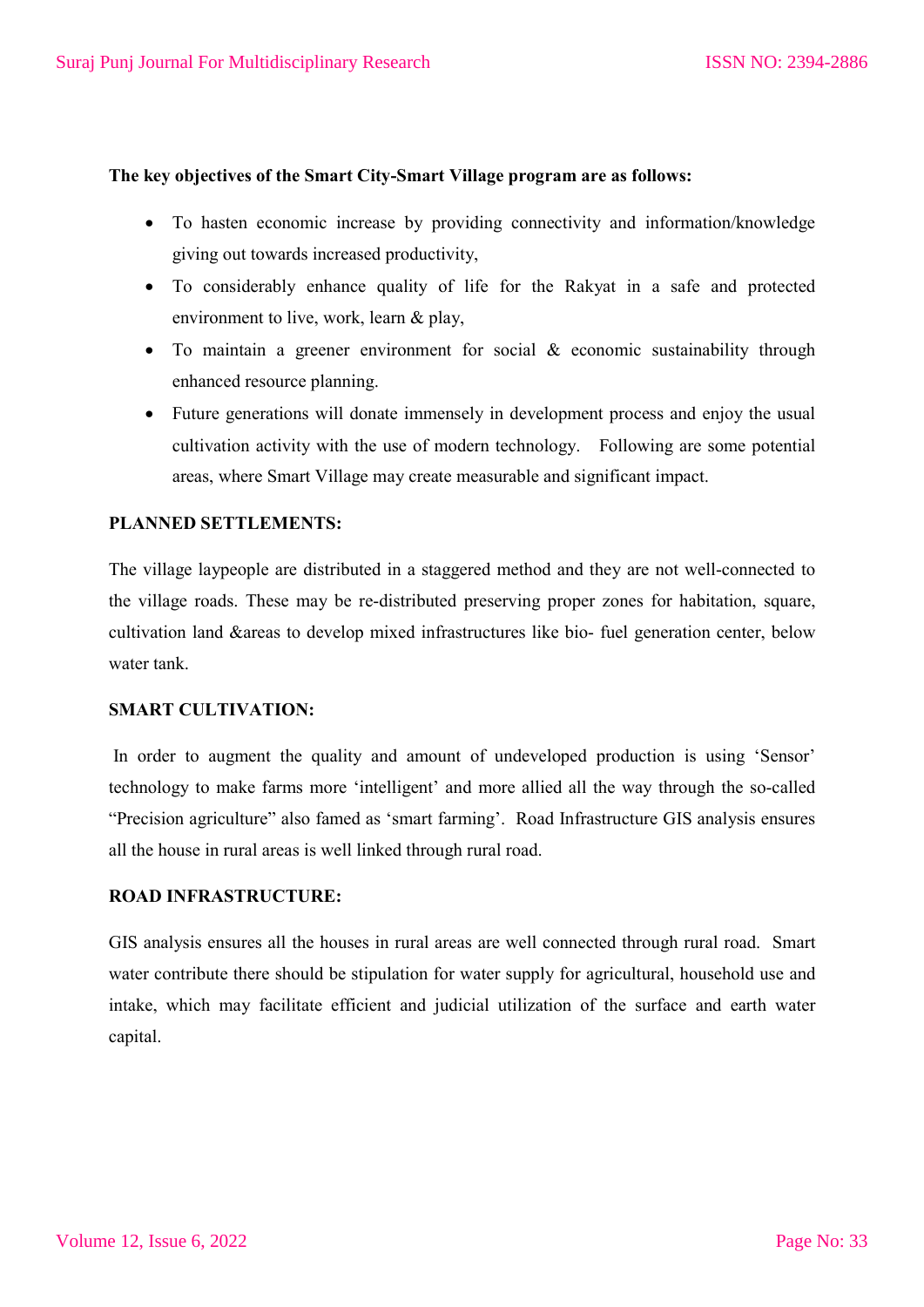**The key objectives of the Smart City-Smart Village program are as follows:**

- To hasten economic increase by providing connectivity and information/knowledge giving out towards increased productivity,
- To considerably enhance quality of life for the Rakyat in a safe and protected environment to live, work, learn & play,
- To maintain a greener environment for social & economic sustainability through enhanced resource planning.
- Future generations will donate immensely in development process and enjoy the usual cultivation activity with the use of modern technology. Following are some potential areas, where Smart Village may create measurable and significant impact.

**PLANNED SETTLEMENTS:**

The village laypeople are distributed in a staggered method and they are not well-connected to the village roads. These may be re-distributed preserving proper zones for habitation, square, cultivation land &areas to develop mixed infrastructures like bio- fuel generation center, below water tank.

**SMART CULTIVATION:**

In order to augment the quality and amount of undeveloped production is using 'Sensor' technology to make farms more 'intelligent' and more allied all the way through the so-called "Precision agriculture" also famed as 'smart farming'. Road Infrastructure GIS analysis ensures all the house in rural areas is well linked through rural road.

**ROAD INFRASTRUCTURE:**

GIS analysis ensures all the houses in rural areas are well connected through rural road. Smart water contribute there should be stipulation for water supply for agricultural, household use and intake, which may facilitate efficient and judicial utilization of the surface and earth water capital.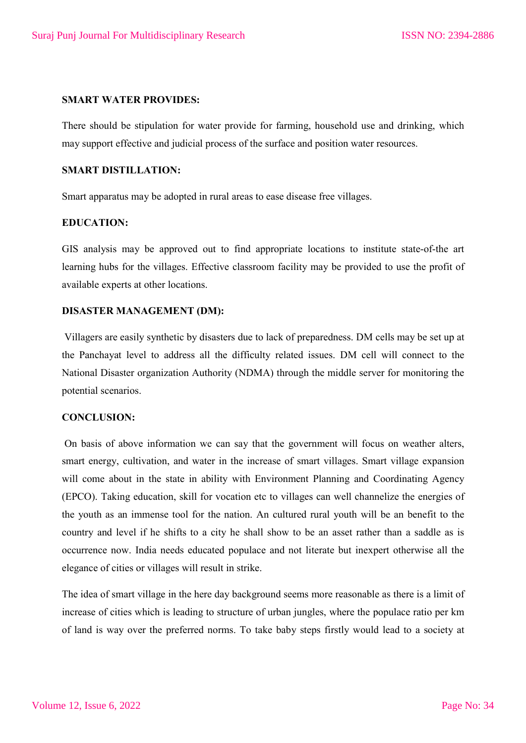**SMART WATER PROVIDES:**

There should be stipulation for water provide for farming, household use and drinking, which may support effective and judicial process of the surface and position water resources.

**SMART DISTILLATION:**

Smart apparatus may be adopted in rural areas to ease disease free villages.

**EDUCATION:**

GIS analysis may be approved out to find appropriate locations to institute state-of-the art learning hubs for the villages. Effective classroom facility may be provided to use the profit of available experts at other locations.

**DISASTER MANAGEMENT (DM):**

Villagers are easily synthetic by disasters due to lack of preparedness. DM cells may be set up at the Panchayat level to address all the difficulty related issues. DM cell will connect to the National Disaster organization Authority (NDMA) through the middle server for monitoring the potential scenarios.

**CONCLUSION:**

On basis of above information we can say that the government will focus on weather alters, smart energy, cultivation, and water in the increase of smart villages. Smart village expansion will come about in the state in ability with Environment Planning and Coordinating Agency (EPCO). Taking education, skill for vocation etc to villages can well channelize the energies of the youth as an immense tool for the nation. An cultured rural youth will be an benefit to the country and level if he shifts to a city he shall show to be an asset rather than a saddle as is occurrence now. India needs educated populace and not literate but inexpert otherwise all the elegance of cities or villages will result in strike.

The idea of smart village in the here day background seems more reasonable as there is a limit of increase of cities which is leading to structure of urban jungles, where the populace ratio per km of land is way over the preferred norms. To take baby steps firstly would lead to a society at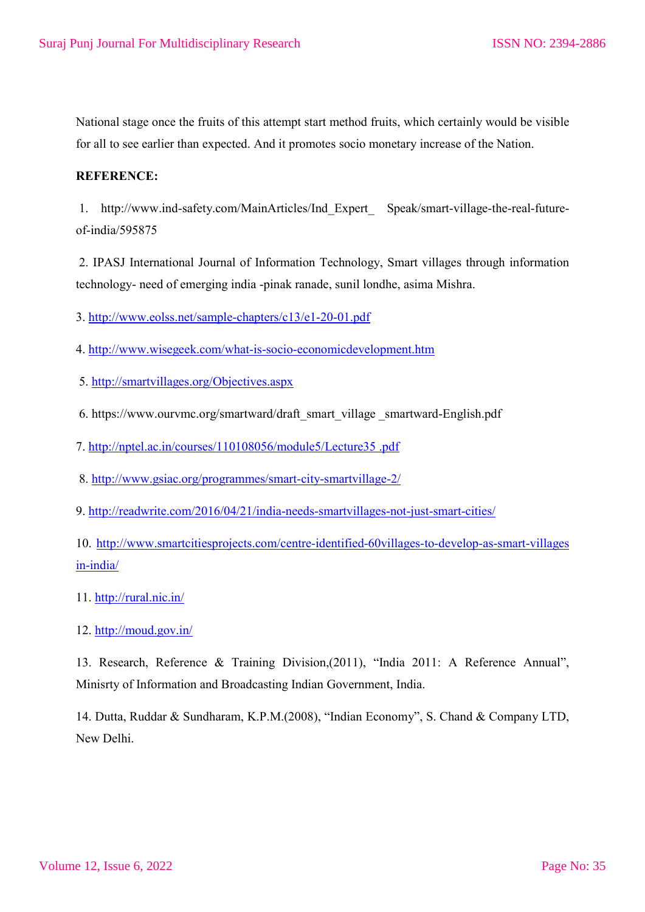National stage once the fruits of this attempt start method fruits, which certainly would be visible for all to see earlier than expected. And it promotes socio monetary increase of the Nation.

**REFERENCE:**

1. http://www.ind-safety.com/MainArticles/Ind_Expert_ Speak/smart-village-the-real-future-of-india/595875

2. IPASJ International Journal of Information Technology, Smart villages through information technology- need of emerging india -pinak ranade, sunil londhe, asima Mishra.

3. http://www.eolss.net/sample-chapters/c13/e1-20-01.pdf

4. http://www.wisegeek.com/what-is-socio-economicdevelopment.htm

5. http://smartvillages.org/Objectives.aspx

6. https://www.ourvmc.org/smartward/draft_smart_village _smartward-English.pdf

7. http://nptel.ac.in/courses/110108056/module5/Lecture35 .pdf

8. http://www.gsiac.org/programmes/smart-city-smartvillage-2/

9. http://readwrite.com/2016/04/21/india-needs-smartvillages-not-just-smart-cities/

10. http://www.smartcitiesprojects.com/centre-identified-60villages-to-develop-as-smart-villages in-india/

11. http://rural.nic.in/

12. http://moud.gov.in/

13. Research, Reference & Training Division,(2011), "India 2011: A Reference Annual", Minisrty of Information and Broadcasting Indian Government, India.

14. Dutta, Ruddar & Sundharam, K.P.M.(2008), "Indian Economy", S. Chand & Company LTD, New Delhi.